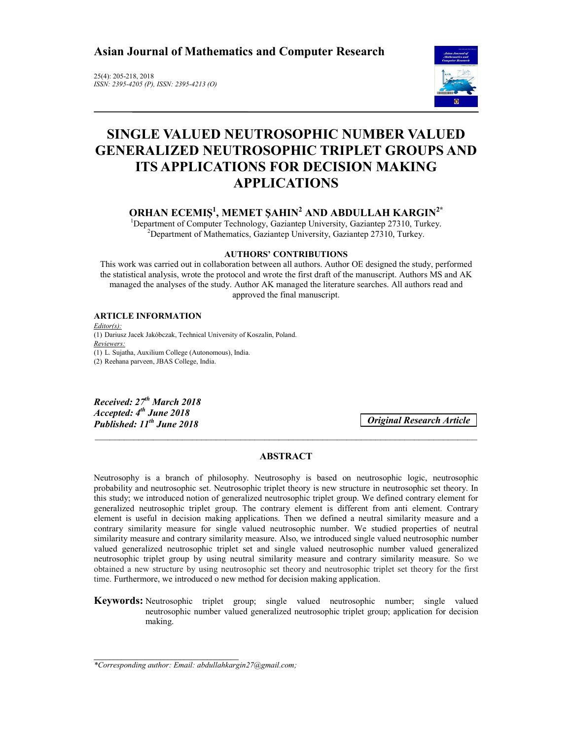# Asian Journal of Mathematics and Computer Research

25(4): 205-218, 2018
*ISSN: 2395-4205 (P), ISSN: 2395-4213 (O)*

# SINGLE VALUED NEUTROSOPHIC NUMBER VALUED GENERALIZED NEUTROSOPHIC TRIPLET GROUPS AND ITS APPLICATIONS FOR DECISION MAKING APPLICATIONS

**ORHAN ECEMIŞ[1], MEMET ŞAHIN[2] AND ABDULLAH KARGIN[2*]**

[1]Department of Computer Technology, Gaziantep University, Gaziantep 27310, Turkey.
[2]Department of Mathematics, Gaziantep University, Gaziantep 27310, Turkey.

**AUTHORS' CONTRIBUTIONS**

This work was carried out in collaboration between all authors. Author OE designed the study, performed the statistical analysis, wrote the protocol and wrote the first draft of the manuscript. Authors MS and AK managed the analyses of the study. Author AK managed the literature searches. All authors read and approved the final manuscript.

**ARTICLE INFORMATION**

*Editor(s):*
(1) Dariusz Jacek Jakóbczak, Technical University of Koszalin, Poland.
*Reviewers:*
(1) L. Sujatha, Auxilium College (Autonomous), India.
(2) Reehana parveen, JBAS College, India.

***Received: 27th March 2018***
***Accepted: 4th June 2018***
***Published: 11th June 2018***

***Original Research Article***

## ABSTRACT

Neutrosophy is a branch of philosophy. Neutrosophy is based on neutrosophic logic, neutrosophic probability and neutrosophic set. Neutrosophic triplet theory is new structure in neutrosophic set theory. In this study; we introduced notion of generalized neutrosophic triplet group. We defined contrary element for generalized neutrosophic triplet group. The contrary element is different from anti element. Contrary element is useful in decision making applications. Then we defined a neutral similarity measure and a contrary similarity measure for single valued neutrosophic number. We studied properties of neutral similarity measure and contrary similarity measure. Also, we introduced single valued neutrosophic number valued generalized neutrosophic triplet set and single valued neutrosophic number valued generalized neutrosophic triplet group by using neutral similarity measure and contrary similarity measure. So we obtained a new structure by using neutrosophic set theory and neutrosophic triplet set theory for the first time. Furthermore, we introduced o new method for decision making application.

**Keywords:** Neutrosophic triplet group; single valued neutrosophic number; single valued neutrosophic number valued generalized neutrosophic triplet group; application for decision making.

*\*Corresponding author: Email: abdullahkargin27@gmail.com;*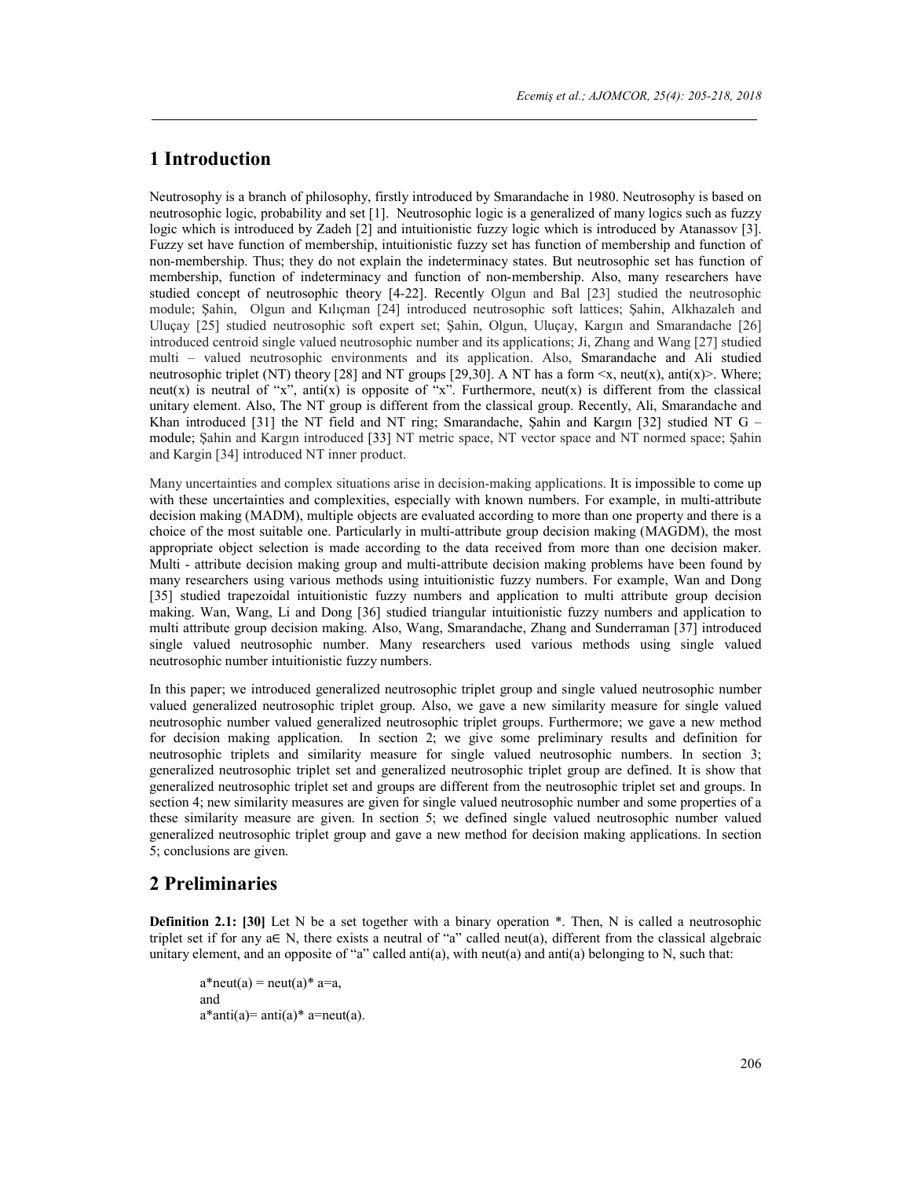## 1 Introduction

Neutrosophy is a branch of philosophy, firstly introduced by Smarandache in 1980. Neutrosophy is based on neutrosophic logic, probability and set [1]. Neutrosophic logic is a generalized of many logics such as fuzzy logic which is introduced by Zadeh [2] and intuitionistic fuzzy logic which is introduced by Atanassov [3]. Fuzzy set have function of membership, intuitionistic fuzzy set has function of membership and function of non-membership. Thus; they do not explain the indeterminacy states. But neutrosophic set has function of membership, function of indeterminacy and function of non-membership. Also, many researchers have studied concept of neutrosophic theory [4-22]. Recently Olgun and Bal [23] studied the neutrosophic module; Şahin, Olgun and Kılıçman [24] introduced neutrosophic soft lattices; Şahin, Alkhazaleh and Uluçay [25] studied neutrosophic soft expert set; Şahin, Olgun, Uluçay, Kargın and Smarandache [26] introduced centroid single valued neutrosophic number and its applications; Ji, Zhang and Wang [27] studied multi – valued neutrosophic environments and its application. Also, Smarandache and Ali studied neutrosophic triplet (NT) theory [28] and NT groups [29,30]. A NT has a form <x, neut(x), anti(x)>. Where; neut(x) is neutral of "x", anti(x) is opposite of "x". Furthermore, neut(x) is different from the classical unitary element. Also, The NT group is different from the classical group. Recently, Ali, Smarandache and Khan introduced [31] the NT field and NT ring; Smarandache, Şahin and Kargın [32] studied NT G – module; Şahin and Kargın introduced [33] NT metric space, NT vector space and NT normed space; Şahin and Kargin [34] introduced NT inner product.

Many uncertainties and complex situations arise in decision-making applications. It is impossible to come up with these uncertainties and complexities, especially with known numbers. For example, in multi-attribute decision making (MADM), multiple objects are evaluated according to more than one property and there is a choice of the most suitable one. Particularly in multi-attribute group decision making (MAGDM), the most appropriate object selection is made according to the data received from more than one decision maker. Multi - attribute decision making group and multi-attribute decision making problems have been found by many researchers using various methods using intuitionistic fuzzy numbers. For example, Wan and Dong [35] studied trapezoidal intuitionistic fuzzy numbers and application to multi attribute group decision making. Wan, Wang, Li and Dong [36] studied triangular intuitionistic fuzzy numbers and application to multi attribute group decision making. Also, Wang, Smarandache, Zhang and Sunderraman [37] introduced single valued neutrosophic number. Many researchers used various methods using single valued neutrosophic number intuitionistic fuzzy numbers.

In this paper; we introduced generalized neutrosophic triplet group and single valued neutrosophic number valued generalized neutrosophic triplet group. Also, we gave a new similarity measure for single valued neutrosophic number valued generalized neutrosophic triplet groups. Furthermore; we gave a new method for decision making application. In section 2; we give some preliminary results and definition for neutrosophic triplets and similarity measure for single valued neutrosophic numbers. In section 3; generalized neutrosophic triplet set and generalized neutrosophic triplet group are defined. It is show that generalized neutrosophic triplet set and groups are different from the neutrosophic triplet set and groups. In section 4; new similarity measures are given for single valued neutrosophic number and some properties of a these similarity measure are given. In section 5; we defined single valued neutrosophic number valued generalized neutrosophic triplet group and gave a new method for decision making applications. In section 5; conclusions are given.

## 2 Preliminaries

**Definition 2.1: [30]** Let N be a set together with a binary operation *. Then, N is called a neutrosophic triplet set if for any a∈ N, there exists a neutral of "a" called neut(a), different from the classical algebraic unitary element, and an opposite of "a" called anti(a), with neut(a) and anti(a) belonging to N, such that:

a*neut(a) = neut(a)* a=a,
and
a*anti(a)= anti(a)* a=neut(a).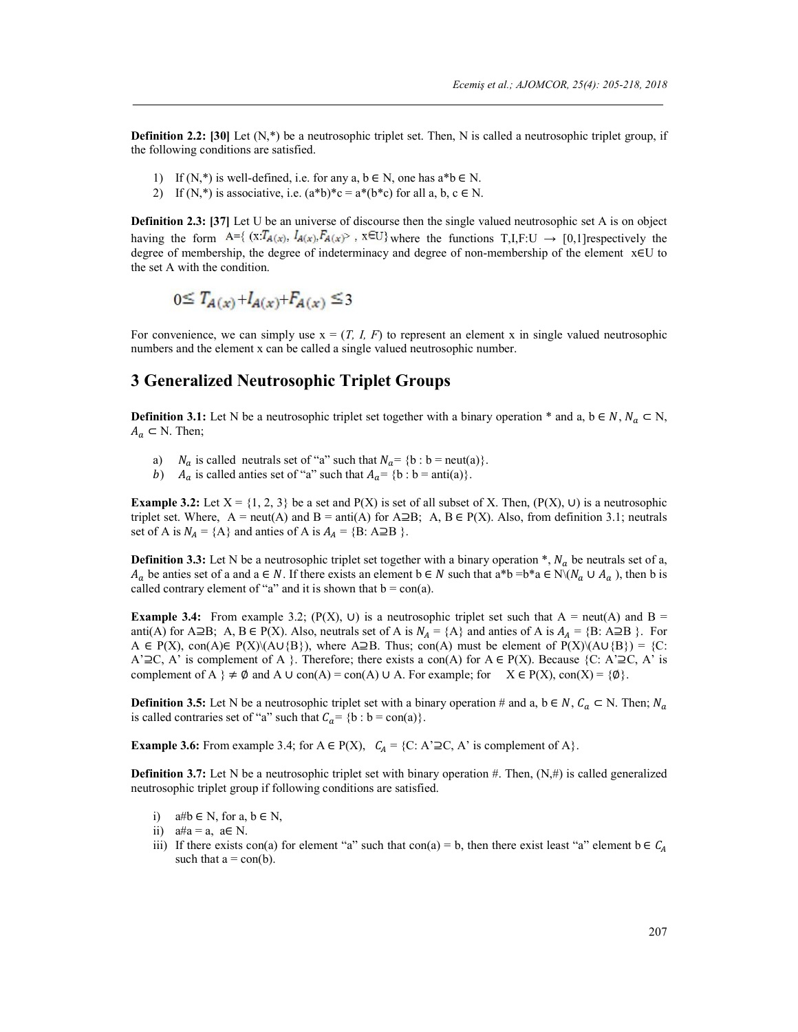**Definition 2.2: [30]** Let (N,*) be a neutrosophic triplet set. Then, N is called a neutrosophic triplet group, if the following conditions are satisfied.

1) If (N,*) is well-defined, i.e. for any a, b ∈ N, one has a*b ∈ N.
2) If (N,*) is associative, i.e. (a*b)*c = a*(b*c) for all a, b, c ∈ N.

**Definition 2.3: [37]** Let U be an universe of discourse then the single valued neutrosophic set A is on object having the form A={ (x:$T_{A(x)}$, $I_{A(x)}$,$F_{A(x)}$> , x∈U} where the functions T,I,F:U → [0,1]respectively the degree of membership, the degree of indeterminacy and degree of non-membership of the element x∈U to the set A with the condition.

$$0 \leq T_{A(x)} + I_{A(x)} + F_{A(x)} \leq 3$$

For convenience, we can simply use x = (*T, I, F*) to represent an element x in single valued neutrosophic numbers and the element x can be called a single valued neutrosophic number.

# 3 Generalized Neutrosophic Triplet Groups

**Definition 3.1:** Let N be a neutrosophic triplet set together with a binary operation * and a, b ∈ $N$, $N_a$ ⊂ N, $A_a$ ⊂ N. Then;

a) $N_a$ is called neutrals set of "a" such that $N_a$= {b : b = neut(a)}.
b) $A_a$ is called anties set of "a" such that $A_a$= {b : b = anti(a)}.

**Example 3.2:** Let X = {1, 2, 3} be a set and P(X) is set of all subset of X. Then, (P(X), ∪) is a neutrosophic triplet set. Where, A = neut(A) and B = anti(A) for A⊇B; A, B ∈ P(X). Also, from definition 3.1; neutrals set of A is $N_A$ = {A} and anties of A is $A_A$ = {B: A⊇B }.

**Definition 3.3:** Let N be a neutrosophic triplet set together with a binary operation *, $N_a$ be neutrals set of a, $A_a$ be anties set of a and a ∈ $N$. If there exists an element b ∈ $N$ such that a*b =b*a ∈ N\($N_a$ ∪ $A_a$ ), then b is called contrary element of "a" and it is shown that b = con(a).

**Example 3.4:** From example 3.2; (P(X), ∪) is a neutrosophic triplet set such that A = neut(A) and B = anti(A) for A⊇B; A, B ∈ P(X). Also, neutrals set of A is $N_A$ = {A} and anties of A is $A_A$ = {B: A⊇B }. For A ∈ P(X), con(A)∈ P(X)\(A∪{B}), where A⊇B. Thus; con(A) must be element of P(X)\(A∪{B}) = {C: A'⊇C, A' is complement of A }. Therefore; there exists a con(A) for A ∈ P(X). Because {C: A'⊇C, A' is complement of A } ≠ ∅ and A ∪ con(A) = con(A) ∪ A. For example; for X ∈ P(X), con(X) = {∅}.

**Definition 3.5:** Let N be a neutrosophic triplet set with a binary operation # and a, b ∈ $N$, $C_a$ ⊂ N. Then; $N_a$ is called contraries set of "a" such that $C_a$= {b : b = con(a)}.

**Example 3.6:** From example 3.4; for A ∈ P(X), $C_A$ = {C: A'⊇C, A' is complement of A}.

**Definition 3.7:** Let N be a neutrosophic triplet set with binary operation #. Then, (N,#) is called generalized neutrosophic triplet group if following conditions are satisfied.

i) a#b ∈ N, for a, b ∈ N,
ii) a#a = a, a∈ N.
iii) If there exists con(a) for element "a" such that con(a) = b, then there exist least "a" element b ∈ $C_A$ such that a = con(b).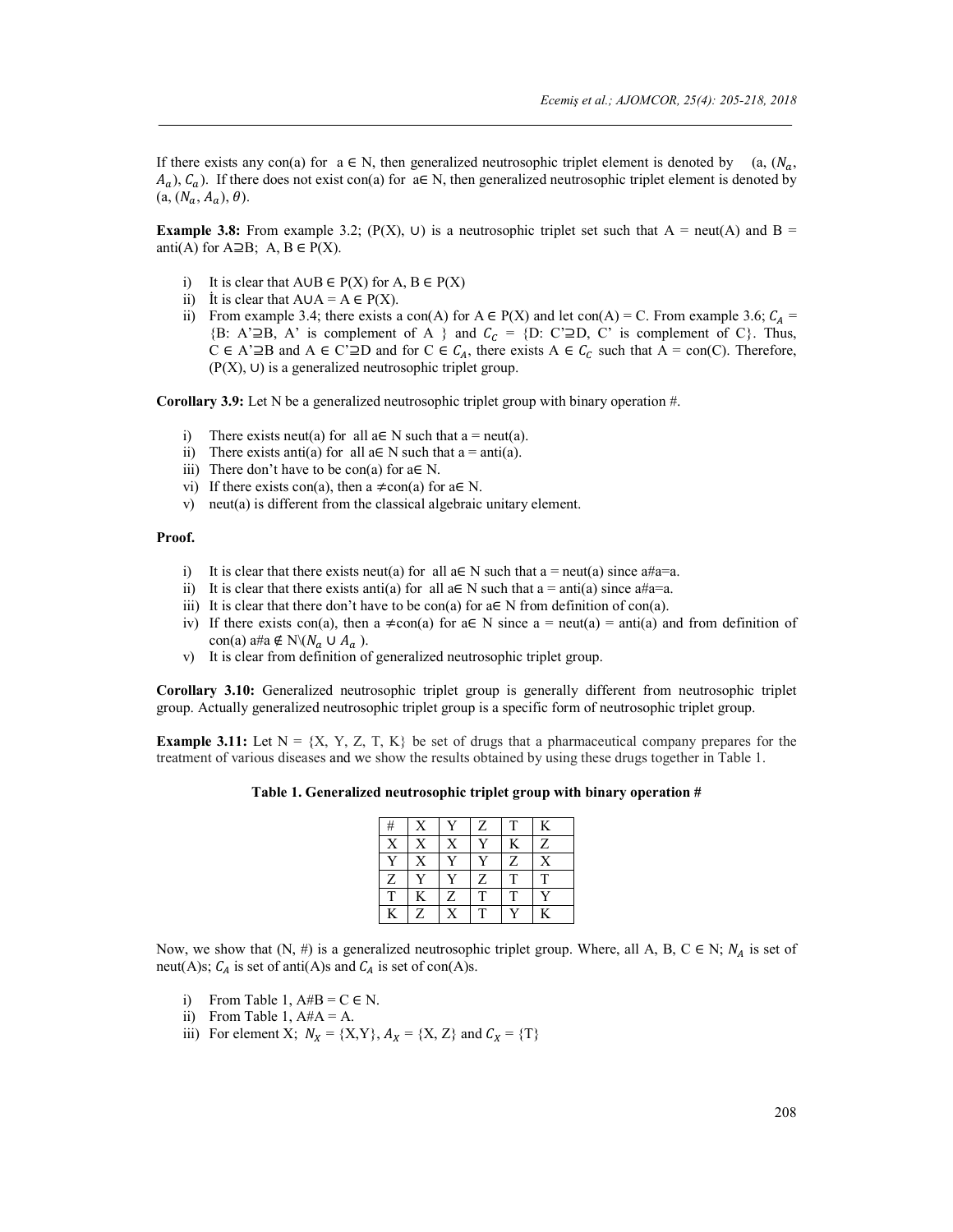If there exists any con(a) for a ∈ N, then generalized neutrosophic triplet element is denoted by (a, ($N_a$, $A_a$), $C_a$). If there does not exist con(a) for a∈ N, then generalized neutrosophic triplet element is denoted by (a, ($N_a$, $A_a$), $\theta$).

**Example 3.8:** From example 3.2; (P(X), ∪) is a neutrosophic triplet set such that A = neut(A) and B = anti(A) for A⊇B; A, B ∈ P(X).

i) It is clear that A∪B ∈ P(X) for A, B ∈ P(X)
ii) İt is clear that A∪A = A ∈ P(X).
ii) From example 3.4; there exists a con(A) for A ∈ P(X) and let con(A) = C. From example 3.6; $C_A$ = {B: A'⊇B, A' is complement of A } and $C_C$ = {D: C'⊇D, C' is complement of C}. Thus, C ∈ A'⊇B and A ∈ C'⊇D and for C ∈ $C_A$, there exists A ∈ $C_C$ such that A = con(C). Therefore, (P(X), ∪) is a generalized neutrosophic triplet group.

**Corollary 3.9:** Let N be a generalized neutrosophic triplet group with binary operation #.

i) There exists neut(a) for all a∈ N such that a = neut(a).
ii) There exists anti(a) for all a∈ N such that a = anti(a).
iii) There don't have to be con(a) for a∈ N.
vi) If there exists con(a), then a ≠con(a) for a∈ N.
v) neut(a) is different from the classical algebraic unitary element.

**Proof.**

i) It is clear that there exists neut(a) for all a∈ N such that a = neut(a) since a#a=a.
ii) It is clear that there exists anti(a) for all a∈ N such that a = anti(a) since a#a=a.
iii) It is clear that there don't have to be con(a) for a∈ N from definition of con(a).
iv) If there exists con(a), then a ≠con(a) for a∈ N since a = neut(a) = anti(a) and from definition of con(a) a#a ∉ N\($N_a$ ∪ $A_a$ ).
v) It is clear from definition of generalized neutrosophic triplet group.

**Corollary 3.10:** Generalized neutrosophic triplet group is generally different from neutrosophic triplet group. Actually generalized neutrosophic triplet group is a specific form of neutrosophic triplet group.

**Example 3.11:** Let N = {X, Y, Z, T, K} be set of drugs that a pharmaceutical company prepares for the treatment of various diseases and we show the results obtained by using these drugs together in Table 1.

**Table 1. Generalized neutrosophic triplet group with binary operation #**

| # | X | Y | Z | T | K |
|---|---|---|---|---|---|
| X | X | X | Y | K | Z |
| Y | X | Y | Y | Z | X |
| Z | Y | Y | Z | T | T |
| T | K | Z | T | T | Y |
| K | Z | X | T | Y | K |

Now, we show that (N, #) is a generalized neutrosophic triplet group. Where, all A, B, C ∈ N; $N_A$ is set of neut(A)s; $C_A$ is set of anti(A)s and $C_A$ is set of con(A)s.

i) From Table 1, A#B = C ∈ N.
ii) From Table 1, A#A = A.
iii) For element X; $N_X$ = {X,Y}, $A_X$ = {X, Z} and $C_X$ = {T}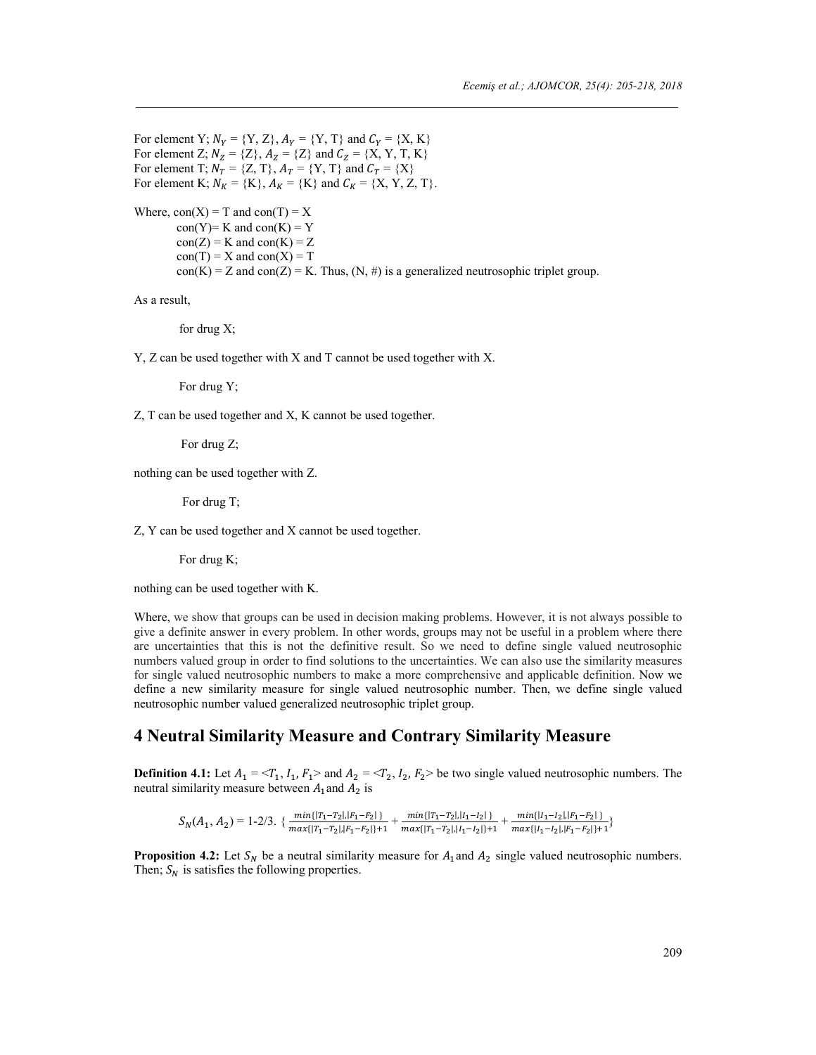For element Y; $N_Y$ = {Y, Z}, $A_Y$ = {Y, T} and $C_Y$ = {X, K}
For element Z; $N_Z$ = {Z}, $A_Z$ = {Z} and $C_Z$ = {X, Y, T, K}
For element T; $N_T$ = {Z, T}, $A_T$ = {Y, T} and $C_T$ = {X}
For element K; $N_K$ = {K}, $A_K$ = {K} and $C_K$ = {X, Y, Z, T}.

Where, con(X) = T and con(T) = X
con(Y)= K and con(K) = Y
con(Z) = K and con(K) = Z
con(T) = X and con(X) = T
con(K) = Z and con(Z) = K. Thus, (N, #) is a generalized neutrosophic triplet group.

As a result,

for drug X;

Y, Z can be used together with X and T cannot be used together with X.

For drug Y;

Z, T can be used together and X, K cannot be used together.

For drug Z;

nothing can be used together with Z.

For drug T;

Z, Y can be used together and X cannot be used together.

For drug K;

nothing can be used together with K.

Where, we show that groups can be used in decision making problems. However, it is not always possible to give a definite answer in every problem. In other words, groups may not be useful in a problem where there are uncertainties that this is not the definitive result. So we need to define single valued neutrosophic numbers valued group in order to find solutions to the uncertainties. We can also use the similarity measures for single valued neutrosophic numbers to make a more comprehensive and applicable definition. Now we define a new similarity measure for single valued neutrosophic number. Then, we define single valued neutrosophic number valued generalized neutrosophic triplet group.

## 4 Neutral Similarity Measure and Contrary Similarity Measure

**Definition 4.1:** Let $A_1$ = <$T_1$, $I_1$, $F_1$> and $A_2$ = <$T_2$, $I_2$, $F_2$> be two single valued neutrosophic numbers. The neutral similarity measure between $A_1$ and $A_2$ is

$$S_N(A_1, A_2) = 1\text{-}2/3.\ \left\{\frac{min\{|T_1-T_2|,|F_1-F_2|\}}{max\{|T_1-T_2|,|F_1-F_2|\}+1} + \frac{min\{|T_1-T_2|,|I_1-I_2|\}}{max\{|T_1-T_2|,|I_1-I_2|\}+1} + \frac{min\{|I_1-I_2|,|F_1-F_2|\}}{max\{|I_1-I_2|,|F_1-F_2|\}+1}\right\}$$

**Proposition 4.2:** Let $S_N$ be a neutral similarity measure for $A_1$ and $A_2$ single valued neutrosophic numbers. Then; $S_N$ is satisfies the following properties.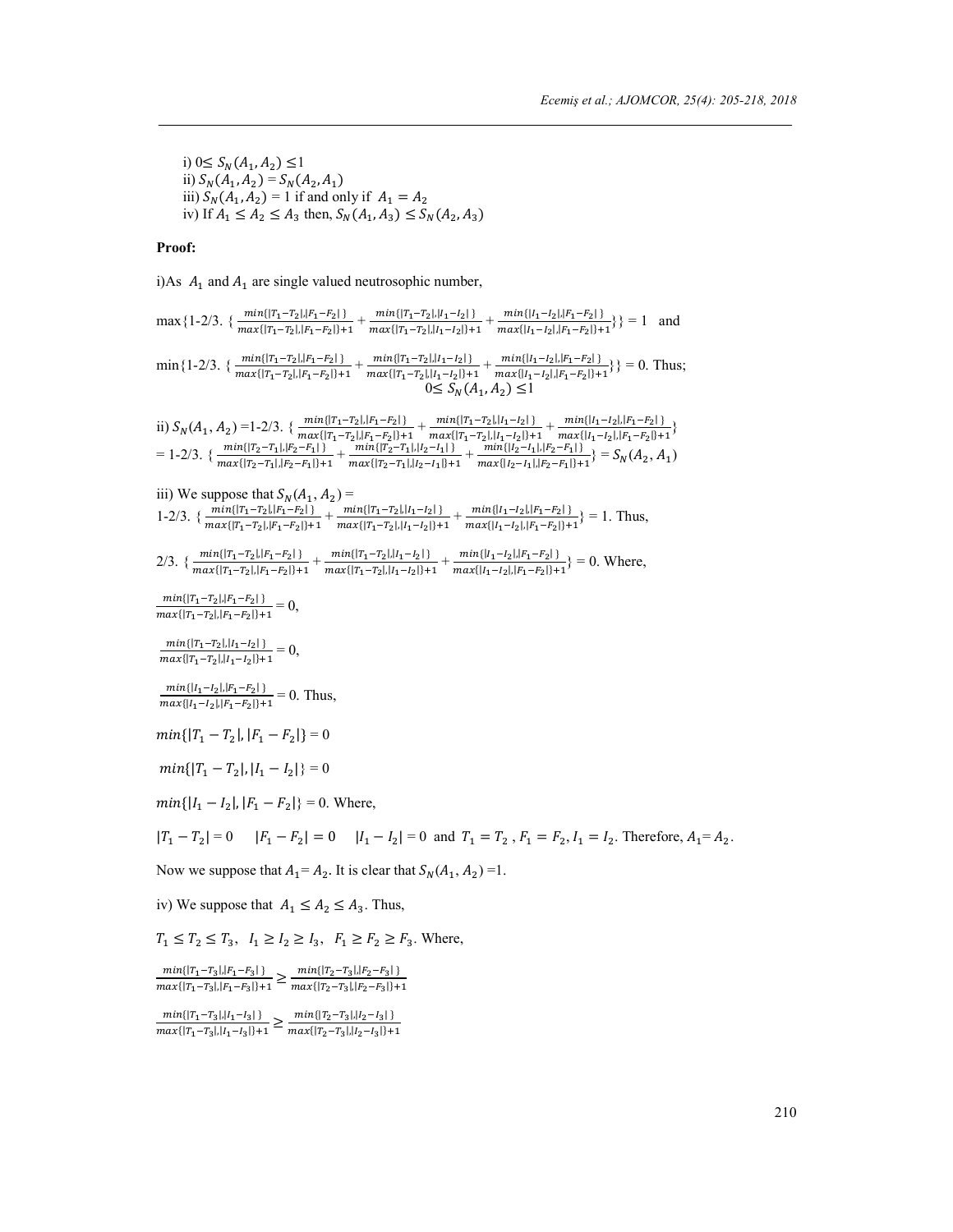i) $0 \leq S_N(A_1, A_2) \leq 1$
ii) $S_N(A_1, A_2) = S_N(A_2, A_1)$
iii) $S_N(A_1, A_2) = 1$ if and only if $A_1 = A_2$
iv) If $A_1 \leq A_2 \leq A_3$ then, $S_N(A_1, A_3) \leq S_N(A_2, A_3)$

**Proof:**

i)As $A_1$ and $A_1$ are single valued neutrosophic number,

$\max\{1\text{-}2/3.\ \{\frac{min\{|T_1-T_2|,|F_1-F_2|\}}{max\{|T_1-T_2|,|F_1-F_2|\}+1} + \frac{min\{|T_1-T_2|,|I_1-I_2|\}}{max\{|T_1-T_2|,|I_1-I_2|\}+1} + \frac{min\{|I_1-I_2|,|F_1-F_2|\}}{max\{|I_1-I_2|,|F_1-F_2|\}+1}\}\} = 1$ and

$\min\{1\text{-}2/3.\ \{\frac{min\{|T_1-T_2|,|F_1-F_2|\}}{max\{|T_1-T_2|,|F_1-F_2|\}+1} + \frac{min\{|T_1-T_2|,|I_1-I_2|\}}{max\{|T_1-T_2|,|I_1-I_2|\}+1} + \frac{min\{|I_1-I_2|,|F_1-F_2|\}}{max\{|I_1-I_2|,|F_1-F_2|\}+1}\}\} = 0$. Thus;

$$0 \leq S_N(A_1, A_2) \leq 1$$

ii) $S_N(A_1, A_2) = 1\text{-}2/3.\ \{\frac{min\{|T_1-T_2|,|F_1-F_2|\}}{max\{|T_1-T_2|,|F_1-F_2|\}+1} + \frac{min\{|T_1-T_2|,|I_1-I_2|\}}{max\{|T_1-T_2|,|I_1-I_2|\}+1} + \frac{min\{|I_1-I_2|,|F_1-F_2|\}}{max\{|I_1-I_2|,|F_1-F_2|\}+1}\}$
$= 1\text{-}2/3.\ \{\frac{min\{|T_2-T_1|,|F_2-F_1|\}}{max\{|T_2-T_1|,|F_2-F_1|\}+1} + \frac{min\{|T_2-T_1|,|I_2-I_1|\}}{max\{|T_2-T_1|,|I_2-I_1|\}+1} + \frac{min\{|I_2-I_1|,|F_2-F_1|\}}{max\{|I_2-I_1|,|F_2-F_1|\}+1}\} = S_N(A_2, A_1)$

iii) We suppose that $S_N(A_1, A_2) =$
$1\text{-}2/3.\ \{\frac{min\{|T_1-T_2|,|F_1-F_2|\}}{max\{|T_1-T_2|,|F_1-F_2|\}+1} + \frac{min\{|T_1-T_2|,|I_1-I_2|\}}{max\{|T_1-T_2|,|I_1-I_2|\}+1} + \frac{min\{|I_1-I_2|,|F_1-F_2|\}}{max\{|I_1-I_2|,|F_1-F_2|\}+1}\} = 1$. Thus,

$2/3.\ \{\frac{min\{|T_1-T_2|,|F_1-F_2|\}}{max\{|T_1-T_2|,|F_1-F_2|\}+1} + \frac{min\{|T_1-T_2|,|I_1-I_2|\}}{max\{|T_1-T_2|,|I_1-I_2|\}+1} + \frac{min\{|I_1-I_2|,|F_1-F_2|\}}{max\{|I_1-I_2|,|F_1-F_2|\}+1}\} = 0$. Where,

$\frac{min\{|T_1-T_2|,|F_1-F_2|\}}{max\{|T_1-T_2|,|F_1-F_2|\}+1} = 0$,

$\frac{min\{|T_1-T_2|,|I_1-I_2|\}}{max\{|T_1-T_2|,|I_1-I_2|\}+1} = 0$,

$\frac{min\{|I_1-I_2|,|F_1-F_2|\}}{max\{|I_1-I_2|,|F_1-F_2|\}+1} = 0$. Thus,

$min\{|T_1 - T_2|, |F_1 - F_2|\} = 0$

$min\{|T_1 - T_2|, |I_1 - I_2|\} = 0$

$min\{|I_1 - I_2|, |F_1 - F_2|\} = 0$. Where,

$|T_1 - T_2| = 0 \quad |F_1 - F_2| = 0 \quad |I_1 - I_2| = 0$ and $T_1 = T_2$, $F_1 = F_2, I_1 = I_2$. Therefore, $A_1 = A_2$.

Now we suppose that $A_1 = A_2$. It is clear that $S_N(A_1, A_2) = 1$.

iv) We suppose that $A_1 \leq A_2 \leq A_3$. Thus,

$T_1 \leq T_2 \leq T_3$, $I_1 \geq I_2 \geq I_3$, $F_1 \geq F_2 \geq F_3$. Where,

$\frac{min\{|T_1-T_3|,|F_1-F_3|\}}{max\{|T_1-T_3|,|F_1-F_3|\}+1} \geq \frac{min\{|T_2-T_3|,|F_2-F_3|\}}{max\{|T_2-T_3|,|F_2-F_3|\}+1}$

$\frac{min\{|T_1-T_3|,|I_1-I_3|\}}{max\{|T_1-T_3|,|I_1-I_3|\}+1} \geq \frac{min\{|T_2-T_3|,|I_2-I_3|\}}{max\{|T_2-T_3|,|I_2-I_3|\}+1}$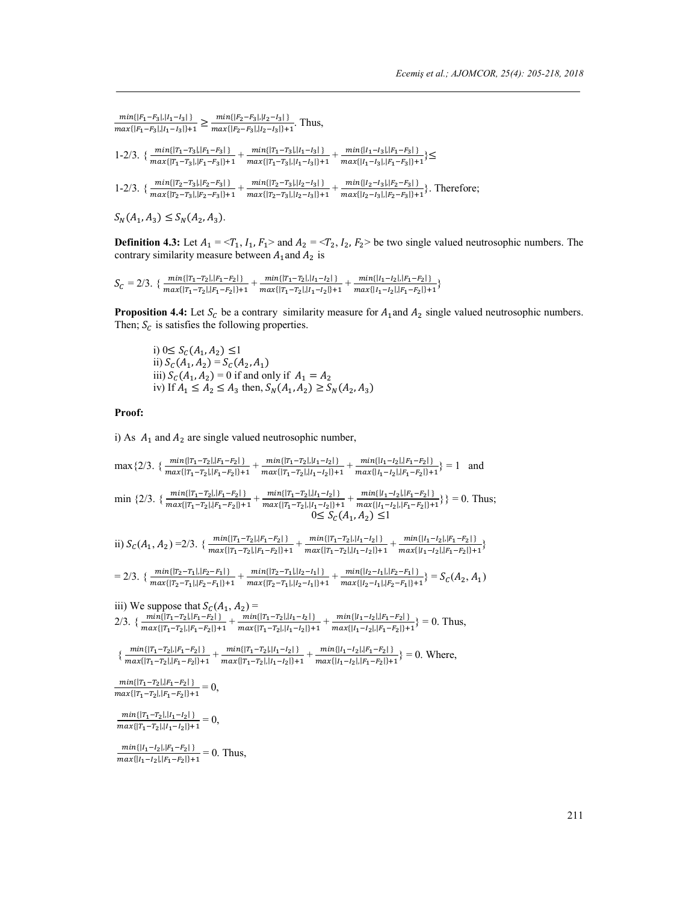$\frac{min\{|F_1-F_3|,|I_1-I_3|\}}{max\{|F_1-F_3|,|I_1-I_3|\}+1} \geq \frac{min\{|F_2-F_3|,|I_2-I_3|\}}{max\{|F_2-F_3|,|I_2-I_3|\}+1}$. Thus,

1-2/3. $\{\frac{min\{|T_1-T_3|,|F_1-F_3|\}}{max\{|T_1-T_3|,|F_1-F_3|\}+1} + \frac{min\{|T_1-T_3|,|I_1-I_3|\}}{max\{|T_1-T_3|,|I_1-I_3|\}+1} + \frac{min\{|I_1-I_3|,|F_1-F_3|\}}{max\{|I_1-I_3|,|F_1-F_3|\}+1}\} \leq$

1-2/3. $\{\frac{min\{|T_2-T_3|,|F_2-F_3|\}}{max\{|T_2-T_3|,|F_2-F_3|\}+1} + \frac{min\{|T_2-T_3|,|I_2-I_3|\}}{max\{|T_2-T_3|,|I_2-I_3|\}+1} + \frac{min\{|I_2-I_3|,|F_2-F_3|\}}{max\{|I_2-I_3|,|F_2-F_3|\}+1}\}$. Therefore;

$S_N(A_1, A_3) \leq S_N(A_2, A_3)$.

**Definition 4.3:** Let $A_1 = <T_1, I_1, F_1>$ and $A_2 = <T_2, I_2, F_2>$ be two single valued neutrosophic numbers. The contrary similarity measure between $A_1$ and $A_2$ is

$S_C$ = 2/3. $\{\frac{min\{|T_1-T_2|,|F_1-F_2|\}}{max\{|T_1-T_2|,|F_1-F_2|\}+1} + \frac{min\{|T_1-T_2|,|I_1-I_2|\}}{max\{|T_1-T_2|,|I_1-I_2|\}+1} + \frac{min\{|I_1-I_2|,|F_1-F_2|\}}{max\{|I_1-I_2|,|F_1-F_2|\}+1}\}$

**Proposition 4.4:** Let $S_C$ be a contrary similarity measure for $A_1$ and $A_2$ single valued neutrosophic numbers. Then; $S_C$ is satisfies the following properties.

i) $0 \leq S_C(A_1, A_2) \leq 1$
ii) $S_C(A_1, A_2) = S_C(A_2, A_1)$
iii) $S_C(A_1, A_2) = 0$ if and only if $A_1 = A_2$
iv) If $A_1 \leq A_2 \leq A_3$ then, $S_N(A_1, A_2) \geq S_N(A_2, A_3)$

**Proof:**

i) As $A_1$ and $A_2$ are single valued neutrosophic number,

max{2/3. $\{\frac{min\{|T_1-T_2|,|F_1-F_2|\}}{max\{|T_1-T_2|,|F_1-F_2|\}+1} + \frac{min\{|T_1-T_2|,|I_1-I_2|\}}{max\{|T_1-T_2|,|I_1-I_2|\}+1} + \frac{min\{|I_1-I_2|,|F_1-F_2|\}}{max\{|I_1-I_2|,|F_1-F_2|\}+1}\}$ = 1 and

min {2/3. $\{\frac{min\{|T_1-T_2|,|F_1-F_2|\}}{max\{|T_1-T_2|,|F_1-F_2|\}+1} + \frac{min\{|T_1-T_2|,|I_1-I_2|\}}{max\{|T_1-T_2|,|I_1-I_2|\}+1} + \frac{min\{|I_1-I_2|,|F_1-F_2|\}}{max\{|I_1-I_2|,|F_1-F_2|\}+1}\}$} = 0. Thus;

$$0 \leq S_C(A_1, A_2) \leq 1$$

ii) $S_C(A_1, A_2)$ =2/3. $\{\frac{min\{|T_1-T_2|,|F_1-F_2|\}}{max\{|T_1-T_2|,|F_1-F_2|\}+1} + \frac{min\{|T_1-T_2|,|I_1-I_2|\}}{max\{|T_1-T_2|,|I_1-I_2|\}+1} + \frac{min\{|I_1-I_2|,|F_1-F_2|\}}{max\{|I_1-I_2|,|F_1-F_2|\}+1}\}$

= 2/3. $\{\frac{min\{|T_2-T_1|,|F_2-F_1|\}}{max\{|T_2-T_1|,|F_2-F_1|\}+1} + \frac{min\{|T_2-T_1|,|I_2-I_1|\}}{max\{|T_2-T_1|,|I_2-I_1|\}+1} + \frac{min\{|I_2-I_1|,|F_2-F_1|\}}{max\{|I_2-I_1|,|F_2-F_1|\}+1}\} = S_C(A_2, A_1)$

iii) We suppose that $S_C(A_1, A_2)$ =
2/3. $\{\frac{min\{|T_1-T_2|,|F_1-F_2|\}}{max\{|T_1-T_2|,|F_1-F_2|\}+1} + \frac{min\{|T_1-T_2|,|I_1-I_2|\}}{max\{|T_1-T_2|,|I_1-I_2|\}+1} + \frac{min\{|I_1-I_2|,|F_1-F_2|\}}{max\{|I_1-I_2|,|F_1-F_2|\}+1}\}$ = 0. Thus,

$\{\frac{min\{|T_1-T_2|,|F_1-F_2|\}}{max\{|T_1-T_2|,|F_1-F_2|\}+1} + \frac{min\{|T_1-T_2|,|I_1-I_2|\}}{max\{|T_1-T_2|,|I_1-I_2|\}+1} + \frac{min\{|I_1-I_2|,|F_1-F_2|\}}{max\{|I_1-I_2|,|F_1-F_2|\}+1}\}$ = 0. Where,

$\frac{min\{|T_1-T_2|,|F_1-F_2|\}}{max\{|T_1-T_2|,|F_1-F_2|\}+1} = 0$,

$\frac{min\{|T_1-T_2|,|I_1-I_2|\}}{max\{|T_1-T_2|,|I_1-I_2|\}+1} = 0$,

$\frac{min\{|I_1-I_2|,|F_1-F_2|\}}{max\{|I_1-I_2|,|F_1-F_2|\}+1} = 0$. Thus,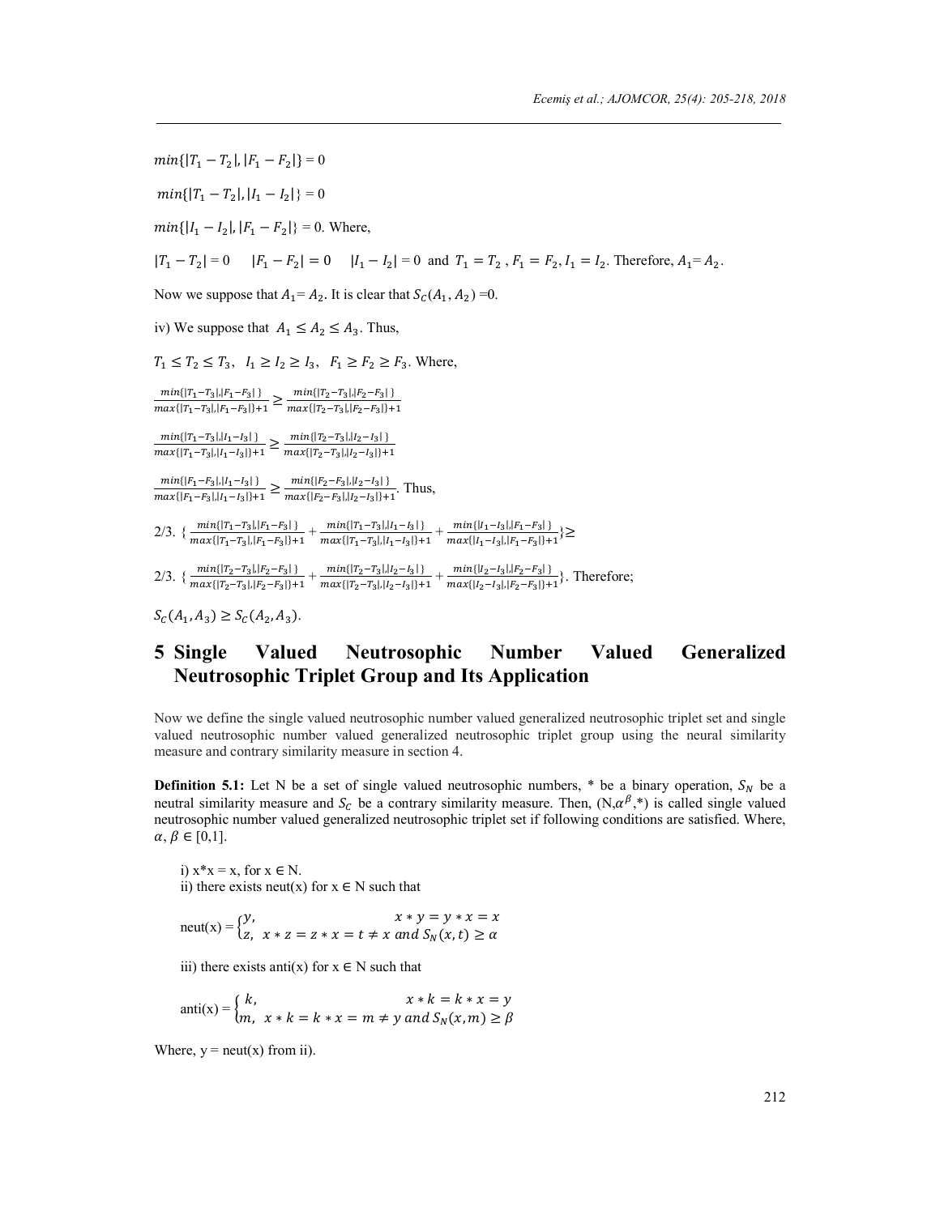$min\{|T_1 - T_2|, |F_1 - F_2|\} = 0$

$min\{|T_1 - T_2|, |I_1 - I_2|\} = 0$

$min\{|I_1 - I_2|, |F_1 - F_2|\} = 0$. Where,

$|T_1 - T_2| = 0 \quad |F_1 - F_2| = 0 \quad |I_1 - I_2| = 0$ and $T_1 = T_2$ , $F_1 = F_2, I_1 = I_2$. Therefore, $A_1 = A_2$.

Now we suppose that $A_1 = A_2$. It is clear that $S_C(A_1, A_2) = 0$.

iv) We suppose that $A_1 \leq A_2 \leq A_3$. Thus,

$T_1 \leq T_2 \leq T_3$, $I_1 \geq I_2 \geq I_3$, $F_1 \geq F_2 \geq F_3$. Where,

$$\frac{min\{|T_1-T_3|,|F_1-F_3|\}}{max\{|T_1-T_3|,|F_1-F_3|\}+1} \geq \frac{min\{|T_2-T_3|,|F_2-F_3|\}}{max\{|T_2-T_3|,|F_2-F_3|\}+1}$$

$$\frac{min\{|T_1-T_3|,|I_1-I_3|\}}{max\{|T_1-T_3|,|I_1-I_3|\}+1} \geq \frac{min\{|T_2-T_3|,|I_2-I_3|\}}{max\{|T_2-T_3|,|I_2-I_3|\}+1}$$

$$\frac{min\{|F_1-F_3|,|I_1-I_3|\}}{max\{|F_1-F_3|,|I_1-I_3|\}+1} \geq \frac{min\{|F_2-F_3|,|I_2-I_3|\}}{max\{|F_2-F_3|,|I_2-I_3|\}+1}.$$ Thus,

$$2/3.\ \left\{\frac{min\{|T_1-T_3|,|F_1-F_3|\}}{max\{|T_1-T_3|,|F_1-F_3|\}+1} + \frac{min\{|T_1-T_3|,|I_1-I_3|\}}{max\{|T_1-T_3|,|I_1-I_3|\}+1} + \frac{min\{|I_1-I_3|,|F_1-F_3|\}}{max\{|I_1-I_3|,|F_1-F_3|\}+1}\right\} \geq$$

$$2/3.\ \left\{\frac{min\{|T_2-T_3|,|F_2-F_3|\}}{max\{|T_2-T_3|,|F_2-F_3|\}+1} + \frac{min\{|T_2-T_3|,|I_2-I_3|\}}{max\{|T_2-T_3|,|I_2-I_3|\}+1} + \frac{min\{|I_2-I_3|,|F_2-F_3|\}}{max\{|I_2-I_3|,|F_2-F_3|\}+1}\right\}.$$ Therefore;

$S_C(A_1, A_3) \geq S_C(A_2, A_3)$.

# 5 Single Valued Neutrosophic Number Valued Generalized Neutrosophic Triplet Group and Its Application

Now we define the single valued neutrosophic number valued generalized neutrosophic triplet set and single valued neutrosophic number valued generalized neutrosophic triplet group using the neural similarity measure and contrary similarity measure in section 4.

**Definition 5.1:** Let N be a set of single valued neutrosophic numbers, * be a binary operation, $S_N$ be a neutral similarity measure and $S_C$ be a contrary similarity measure. Then, (N,$\alpha^{\beta}$,*) is called single valued neutrosophic number valued generalized neutrosophic triplet set if following conditions are satisfied. Where, $\alpha, \beta \in [0,1]$.

i) x*x = x, for x ∈ N.
ii) there exists neut(x) for x ∈ N such that

$$\text{neut}(x) = \begin{cases} y, & x * y = y * x = x \\ z, & x * z = z * x = t \neq x \text{ and } S_N(x,t) \geq \alpha \end{cases}$$

iii) there exists anti(x) for x ∈ N such that

$$\text{anti}(x) = \begin{cases} k, & x * k = k * x = y \\ m, & x * k = k * x = m \neq y \text{ and } S_N(x,m) \geq \beta \end{cases}$$

Where, y = neut(x) from ii).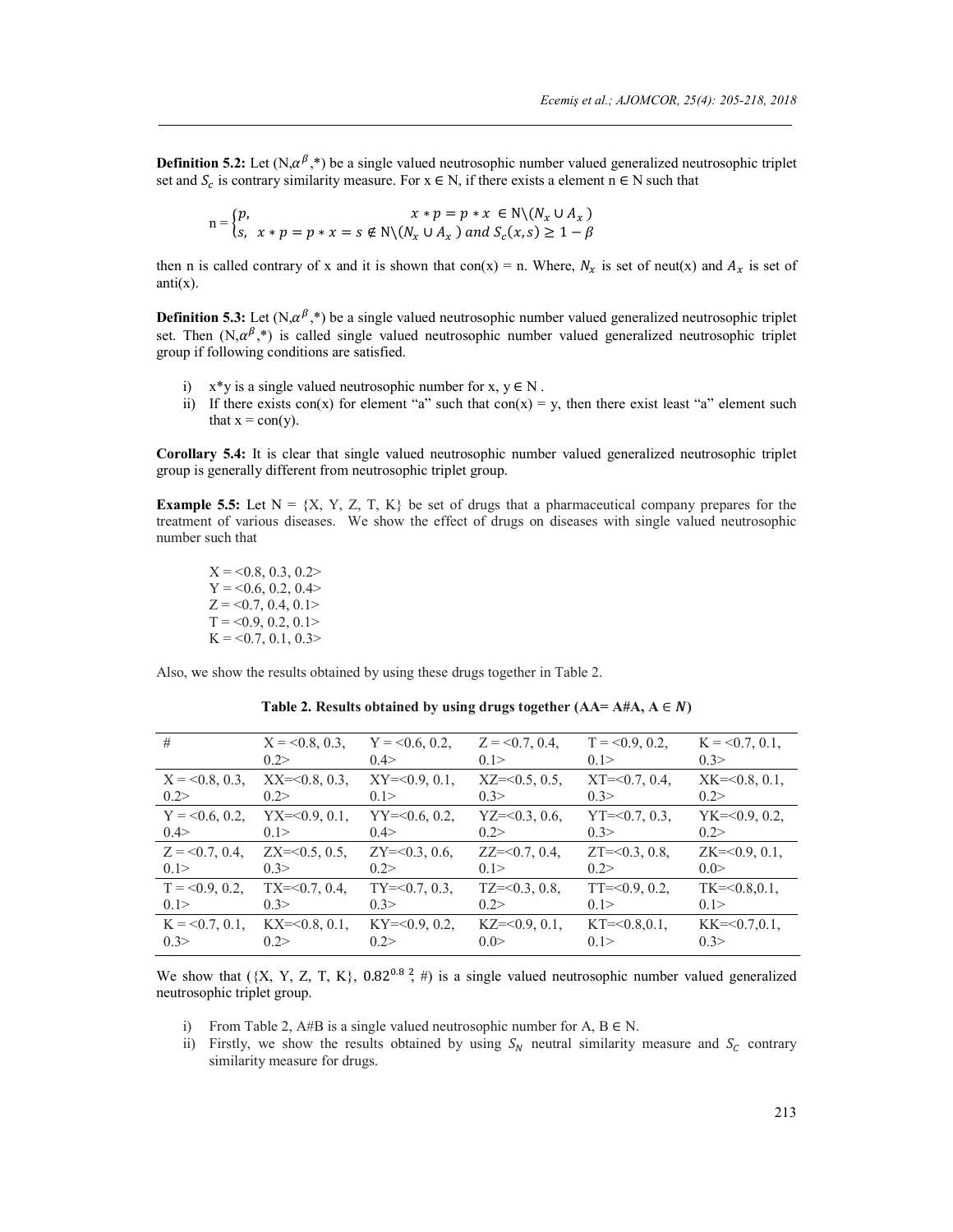**Definition 5.2:** Let (N,$\alpha^{\beta}$,*) be a single valued neutrosophic number valued generalized neutrosophic triplet set and $S_c$ is contrary similarity measure. For x ∈ N, if there exists a element n ∈ N such that

$$n = \begin{cases} p, & x * p = p * x \in N\backslash(N_x \cup A_x) \\ s, & x * p = p * x = s \notin N\backslash(N_x \cup A_x) \text{ and } S_c(x,s) \geq 1-\beta \end{cases}$$

then n is called contrary of x and it is shown that con(x) = n. Where, $N_x$ is set of neut(x) and $A_x$ is set of anti(x).

**Definition 5.3:** Let (N,$\alpha^{\beta}$,*) be a single valued neutrosophic number valued generalized neutrosophic triplet set. Then (N,$\alpha^{\beta}$,*) is called single valued neutrosophic number valued generalized neutrosophic triplet group if following conditions are satisfied.

i) x*y is a single valued neutrosophic number for x, y ∈ N .
ii) If there exists con(x) for element "a" such that con(x) = y, then there exist least "a" element such that x = con(y).

**Corollary 5.4:** It is clear that single valued neutrosophic number valued generalized neutrosophic triplet group is generally different from neutrosophic triplet group.

**Example 5.5:** Let N = {X, Y, Z, T, K} be set of drugs that a pharmaceutical company prepares for the treatment of various diseases. We show the effect of drugs on diseases with single valued neutrosophic number such that

X = <0.8, 0.3, 0.2>
Y = <0.6, 0.2, 0.4>
Z = <0.7, 0.4, 0.1>
T = <0.9, 0.2, 0.1>
K = <0.7, 0.1, 0.3>

Also, we show the results obtained by using these drugs together in Table 2.

**Table 2. Results obtained by using drugs together (AA= A#A, A ∈ N)**

| # | X = <0.8, 0.3, 0.2> | Y = <0.6, 0.2, 0.4> | Z = <0.7, 0.4, 0.1> | T = <0.9, 0.2, 0.1> | K = <0.7, 0.1, 0.3> |
|---|---|---|---|---|---|
| X = <0.8, 0.3, 0.2> | XX=<0.8, 0.3, 0.2> | XY=<0.9, 0.1, 0.1> | XZ=<0.5, 0.5, 0.3> | XT=<0.7, 0.4, 0.3> | XK=<0.8, 0.1, 0.2> |
| Y = <0.6, 0.2, 0.4> | YX=<0.9, 0.1, 0.1> | YY=<0.6, 0.2, 0.4> | YZ=<0.3, 0.6, 0.2> | YT=<0.7, 0.3, 0.3> | YK=<0.9, 0.2, 0.2> |
| Z = <0.7, 0.4, 0.1> | ZX=<0.5, 0.5, 0.3> | ZY=<0.3, 0.6, 0.2> | ZZ=<0.7, 0.4, 0.1> | ZT=<0.3, 0.8, 0.2> | ZK=<0.9, 0.1, 0.0> |
| T = <0.9, 0.2, 0.1> | TX=<0.7, 0.4, 0.3> | TY=<0.7, 0.3, 0.3> | TZ=<0.3, 0.8, 0.2> | TT=<0.9, 0.2, 0.1> | TK=<0.8,0.1, 0.1> |
| K = <0.7, 0.1, 0.3> | KX=<0.8, 0.1, 0.2> | KY=<0.9, 0.2, 0.2> | KZ=<0.9, 0.1, 0.0> | KT=<0.8,0.1, 0.1> | KK=<0.7,0.1, 0.3> |

We show that ({X, Y, Z, T, K}, $0.82^{0.8}$ $^{2}$; #) is a single valued neutrosophic number valued generalized neutrosophic triplet group.

i) From Table 2, A#B is a single valued neutrosophic number for A, B ∈ N.
ii) Firstly, we show the results obtained by using $S_N$ neutral similarity measure and $S_C$ contrary similarity measure for drugs.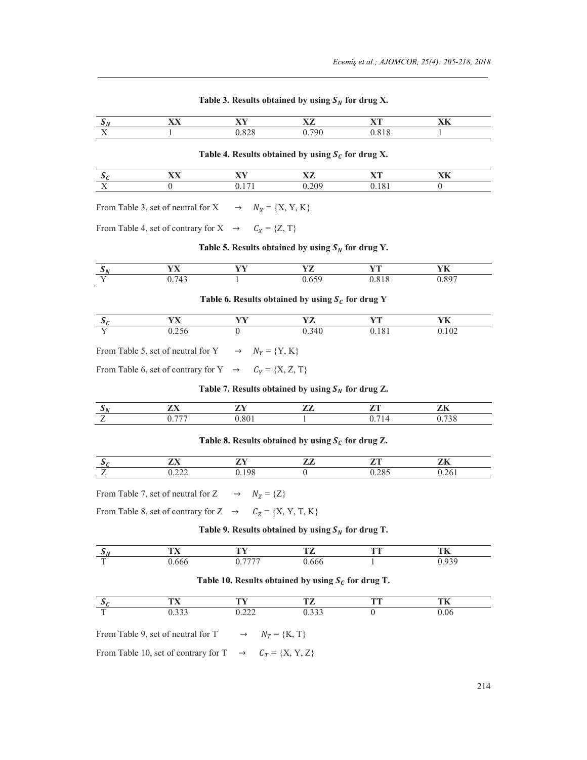**Table 3. Results obtained by using $S_N$ for drug X.**

| $S_N$ | XX | XY | XZ | XT | XK |
|---|---|---|---|---|---|
| X | 1 | 0.828 | 0.790 | 0.818 | 1 |

**Table 4. Results obtained by using $S_C$ for drug X.**

| $S_C$ | XX | XY | XZ | XT | XK |
|---|---|---|---|---|---|
| X | 0 | 0.171 | 0.209 | 0.181 | 0 |

From Table 3, set of neutral for X $\rightarrow$ $N_X = \{X, Y, K\}$

From Table 4, set of contrary for X $\rightarrow$ $C_X = \{Z, T\}$

**Table 5. Results obtained by using $S_N$ for drug Y.**

| $S_N$ | YX | YY | YZ | YT | YK |
|---|---|---|---|---|---|
| Y | 0.743 | 1 | 0.659 | 0.818 | 0.897 |

**Table 6. Results obtained by using $S_C$ for drug Y**

| $S_C$ | YX | YY | YZ | YT | YK |
|---|---|---|---|---|---|
| Y | 0.256 | 0 | 0.340 | 0.181 | 0.102 |

From Table 5, set of neutral for Y $\rightarrow$ $N_Y = \{Y, K\}$

From Table 6, set of contrary for Y $\rightarrow$ $C_Y = \{X, Z, T\}$

**Table 7. Results obtained by using $S_N$ for drug Z.**

| $S_N$ | ZX | ZY | ZZ | ZT | ZK |
|---|---|---|---|---|---|
| Z | 0.777 | 0.801 | 1 | 0.714 | 0.738 |

**Table 8. Results obtained by using $S_C$ for drug Z.**

| $S_C$ | ZX | ZY | ZZ | ZT | ZK |
|---|---|---|---|---|---|
| Z | 0.222 | 0.198 | 0 | 0.285 | 0.261 |

From Table 7, set of neutral for Z $\rightarrow$ $N_Z = \{Z\}$

From Table 8, set of contrary for Z $\rightarrow$ $C_Z = \{X, Y, T, K\}$

**Table 9. Results obtained by using $S_N$ for drug T.**

| $S_N$ | TX | TY | TZ | TT | TK |
|---|---|---|---|---|---|
| T | 0.666 | 0.7777 | 0.666 | 1 | 0.939 |

**Table 10. Results obtained by using $S_C$ for drug T.**

| $S_C$ | TX | TY | TZ | TT | TK |
|---|---|---|---|---|---|
| T | 0.333 | 0.222 | 0.333 | 0 | 0.06 |

From Table 9, set of neutral for T $\rightarrow$ $N_T = \{K, T\}$

From Table 10, set of contrary for T $\rightarrow$ $C_T = \{X, Y, Z\}$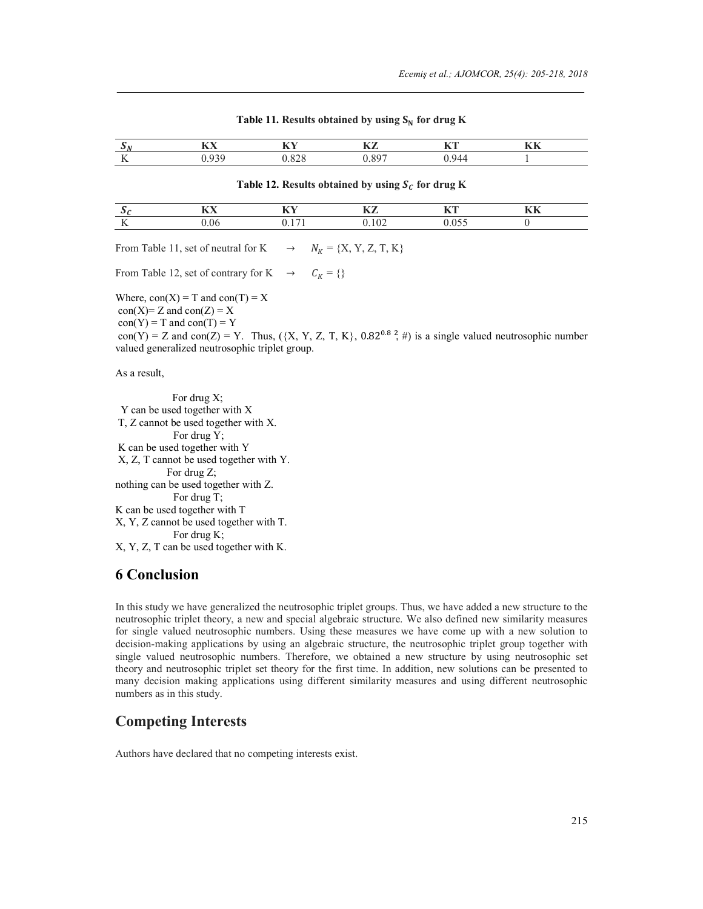**Table 11. Results obtained by using $S_N$ for drug K**

| $S_N$ | KX | KY | KZ | KT | KK |
|---|---|---|---|---|---|
| K | 0.939 | 0.828 | 0.897 | 0.944 | 1 |

**Table 12. Results obtained by using $S_C$ for drug K**

| $S_C$ | KX | KY | KZ | KT | KK |
|---|---|---|---|---|---|
| K | 0.06 | 0.171 | 0.102 | 0.055 | 0 |

From Table 11, set of neutral for K → $N_K$ = {X, Y, Z, T, K}

From Table 12, set of contrary for K → $C_K$ = {}

Where, con(X) = T and con(T) = X
con(X)= Z and con(Z) = X
con(Y) = T and con(T) = Y
con(Y) = Z and con(Z) = Y. Thus, ({X, Y, Z, T, K}, $0.82^{0.8}$ $\frac{2}{}$; #) is a single valued neutrosophic number valued generalized neutrosophic triplet group.

As a result,

For drug X;
Y can be used together with X
T, Z cannot be used together with X.
For drug Y;
K can be used together with Y
X, Z, T cannot be used together with Y.
For drug Z;
nothing can be used together with Z.
For drug T;
K can be used together with T
X, Y, Z cannot be used together with T.
For drug K;
X, Y, Z, T can be used together with K.

# 6 Conclusion

In this study we have generalized the neutrosophic triplet groups. Thus, we have added a new structure to the neutrosophic triplet theory, a new and special algebraic structure. We also defined new similarity measures for single valued neutrosophic numbers. Using these measures we have come up with a new solution to decision-making applications by using an algebraic structure, the neutrosophic triplet group together with single valued neutrosophic numbers. Therefore, we obtained a new structure by using neutrosophic set theory and neutrosophic triplet set theory for the first time. In addition, new solutions can be presented to many decision making applications using different similarity measures and using different neutrosophic numbers as in this study.

# Competing Interests

Authors have declared that no competing interests exist.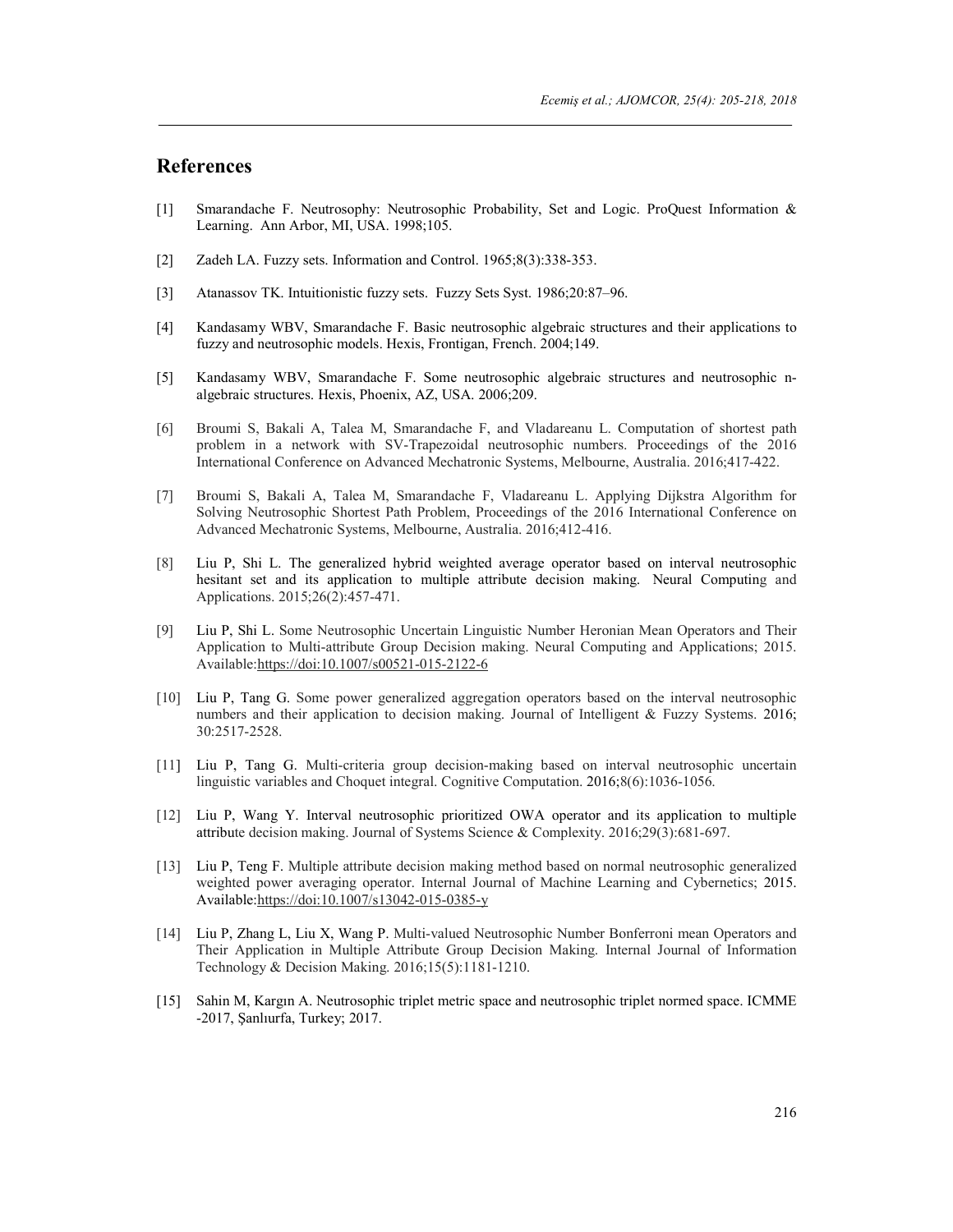## References

[1] Smarandache F. Neutrosophy: Neutrosophic Probability, Set and Logic. ProQuest Information & Learning. Ann Arbor, MI, USA. 1998;105.

[2] Zadeh LA. Fuzzy sets. Information and Control. 1965;8(3):338-353.

[3] Atanassov TK. Intuitionistic fuzzy sets. Fuzzy Sets Syst. 1986;20:87–96.

[4] Kandasamy WBV, Smarandache F. Basic neutrosophic algebraic structures and their applications to fuzzy and neutrosophic models. Hexis, Frontigan, French. 2004;149.

[5] Kandasamy WBV, Smarandache F. Some neutrosophic algebraic structures and neutrosophic n-algebraic structures. Hexis, Phoenix, AZ, USA. 2006;209.

[6] Broumi S, Bakali A, Talea M, Smarandache F, and Vladareanu L. Computation of shortest path problem in a network with SV-Trapezoidal neutrosophic numbers. Proceedings of the 2016 International Conference on Advanced Mechatronic Systems, Melbourne, Australia. 2016;417-422.

[7] Broumi S, Bakali A, Talea M, Smarandache F, Vladareanu L. Applying Dijkstra Algorithm for Solving Neutrosophic Shortest Path Problem, Proceedings of the 2016 International Conference on Advanced Mechatronic Systems, Melbourne, Australia. 2016;412-416.

[8] Liu P, Shi L. The generalized hybrid weighted average operator based on interval neutrosophic hesitant set and its application to multiple attribute decision making. Neural Computing and Applications. 2015;26(2):457-471.

[9] Liu P, Shi L. Some Neutrosophic Uncertain Linguistic Number Heronian Mean Operators and Their Application to Multi-attribute Group Decision making. Neural Computing and Applications; 2015. Available:https://doi:10.1007/s00521-015-2122-6

[10] Liu P, Tang G. Some power generalized aggregation operators based on the interval neutrosophic numbers and their application to decision making. Journal of Intelligent & Fuzzy Systems. 2016; 30:2517-2528.

[11] Liu P, Tang G. Multi-criteria group decision-making based on interval neutrosophic uncertain linguistic variables and Choquet integral. Cognitive Computation. 2016;8(6):1036-1056.

[12] Liu P, Wang Y. Interval neutrosophic prioritized OWA operator and its application to multiple attribute decision making. Journal of Systems Science & Complexity. 2016;29(3):681-697.

[13] Liu P, Teng F. Multiple attribute decision making method based on normal neutrosophic generalized weighted power averaging operator. Internal Journal of Machine Learning and Cybernetics; 2015. Available:https://doi:10.1007/s13042-015-0385-y

[14] Liu P, Zhang L, Liu X, Wang P. Multi-valued Neutrosophic Number Bonferroni mean Operators and Their Application in Multiple Attribute Group Decision Making. Internal Journal of Information Technology & Decision Making. 2016;15(5):1181-1210.

[15] Sahin M, Kargın A. Neutrosophic triplet metric space and neutrosophic triplet normed space. ICMME -2017, Şanlıurfa, Turkey; 2017.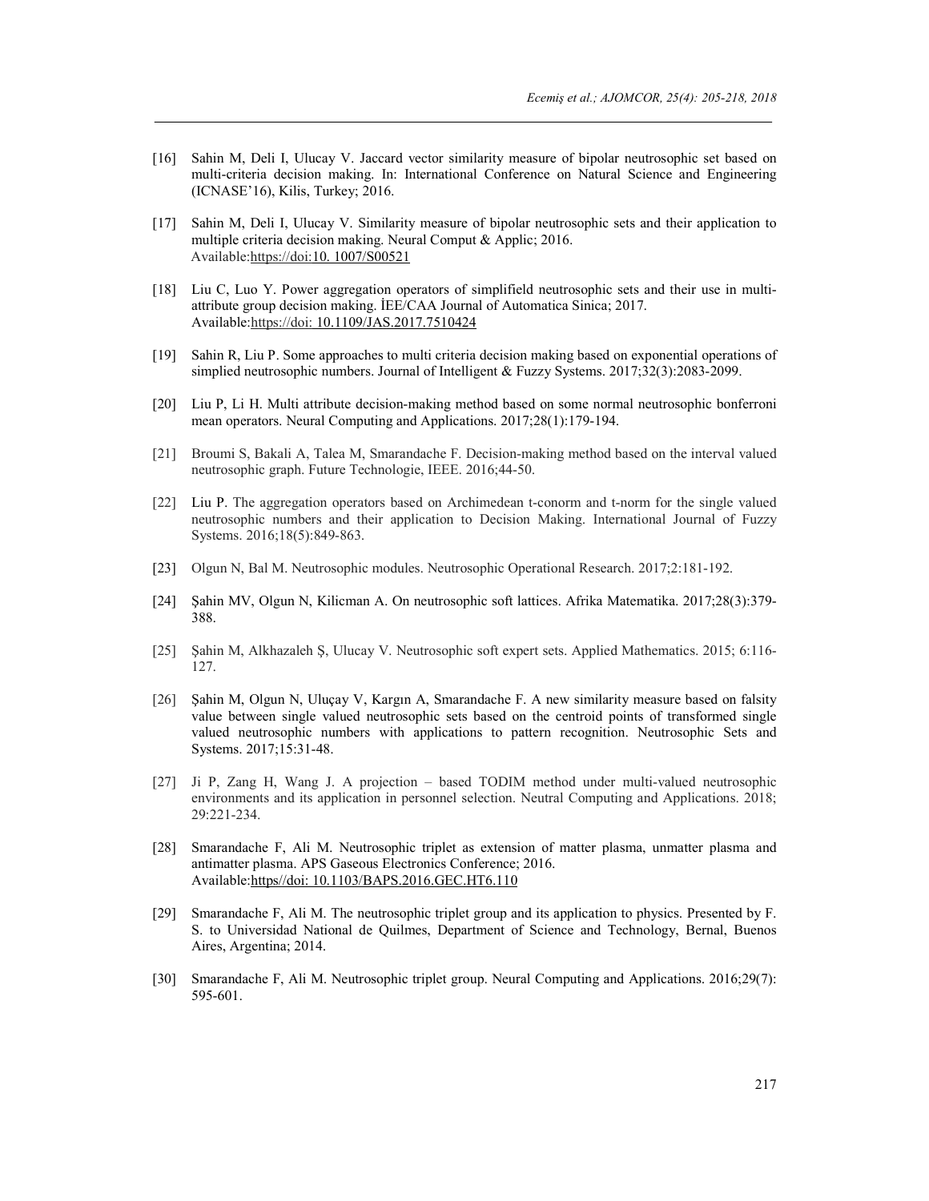[16] Sahin M, Deli I, Ulucay V. Jaccard vector similarity measure of bipolar neutrosophic set based on multi-criteria decision making. In: International Conference on Natural Science and Engineering (ICNASE'16), Kilis, Turkey; 2016.

[17] Sahin M, Deli I, Ulucay V. Similarity measure of bipolar neutrosophic sets and their application to multiple criteria decision making. Neural Comput & Applic; 2016. Available:https://doi:10. 1007/S00521

[18] Liu C, Luo Y. Power aggregation operators of simplifield neutrosophic sets and their use in multi-attribute group decision making. İEE/CAA Journal of Automatica Sinica; 2017. Available:https://doi: 10.1109/JAS.2017.7510424

[19] Sahin R, Liu P. Some approaches to multi criteria decision making based on exponential operations of simplied neutrosophic numbers. Journal of Intelligent & Fuzzy Systems. 2017;32(3):2083-2099.

[20] Liu P, Li H. Multi attribute decision-making method based on some normal neutrosophic bonferroni mean operators. Neural Computing and Applications. 2017;28(1):179-194.

[21] Broumi S, Bakali A, Talea M, Smarandache F. Decision-making method based on the interval valued neutrosophic graph. Future Technologie, IEEE. 2016;44-50.

[22] Liu P. The aggregation operators based on Archimedean t-conorm and t-norm for the single valued neutrosophic numbers and their application to Decision Making. International Journal of Fuzzy Systems. 2016;18(5):849-863.

[23] Olgun N, Bal M. Neutrosophic modules. Neutrosophic Operational Research. 2017;2:181-192.

[24] Şahin MV, Olgun N, Kilicman A. On neutrosophic soft lattices. Afrika Matematika. 2017;28(3):379-388.

[25] Şahin M, Alkhazaleh Ş, Ulucay V. Neutrosophic soft expert sets. Applied Mathematics. 2015; 6:116-127.

[26] Şahin M, Olgun N, Uluçay V, Kargın A, Smarandache F. A new similarity measure based on falsity value between single valued neutrosophic sets based on the centroid points of transformed single valued neutrosophic numbers with applications to pattern recognition. Neutrosophic Sets and Systems. 2017;15:31-48.

[27] Ji P, Zang H, Wang J. A projection – based TODIM method under multi-valued neutrosophic environments and its application in personnel selection. Neutral Computing and Applications. 2018; 29:221-234.

[28] Smarandache F, Ali M. Neutrosophic triplet as extension of matter plasma, unmatter plasma and antimatter plasma. APS Gaseous Electronics Conference; 2016. Available:https//doi: 10.1103/BAPS.2016.GEC.HT6.110

[29] Smarandache F, Ali M. The neutrosophic triplet group and its application to physics. Presented by F. S. to Universidad National de Quilmes, Department of Science and Technology, Bernal, Buenos Aires, Argentina; 2014.

[30] Smarandache F, Ali M. Neutrosophic triplet group. Neural Computing and Applications. 2016;29(7): 595-601.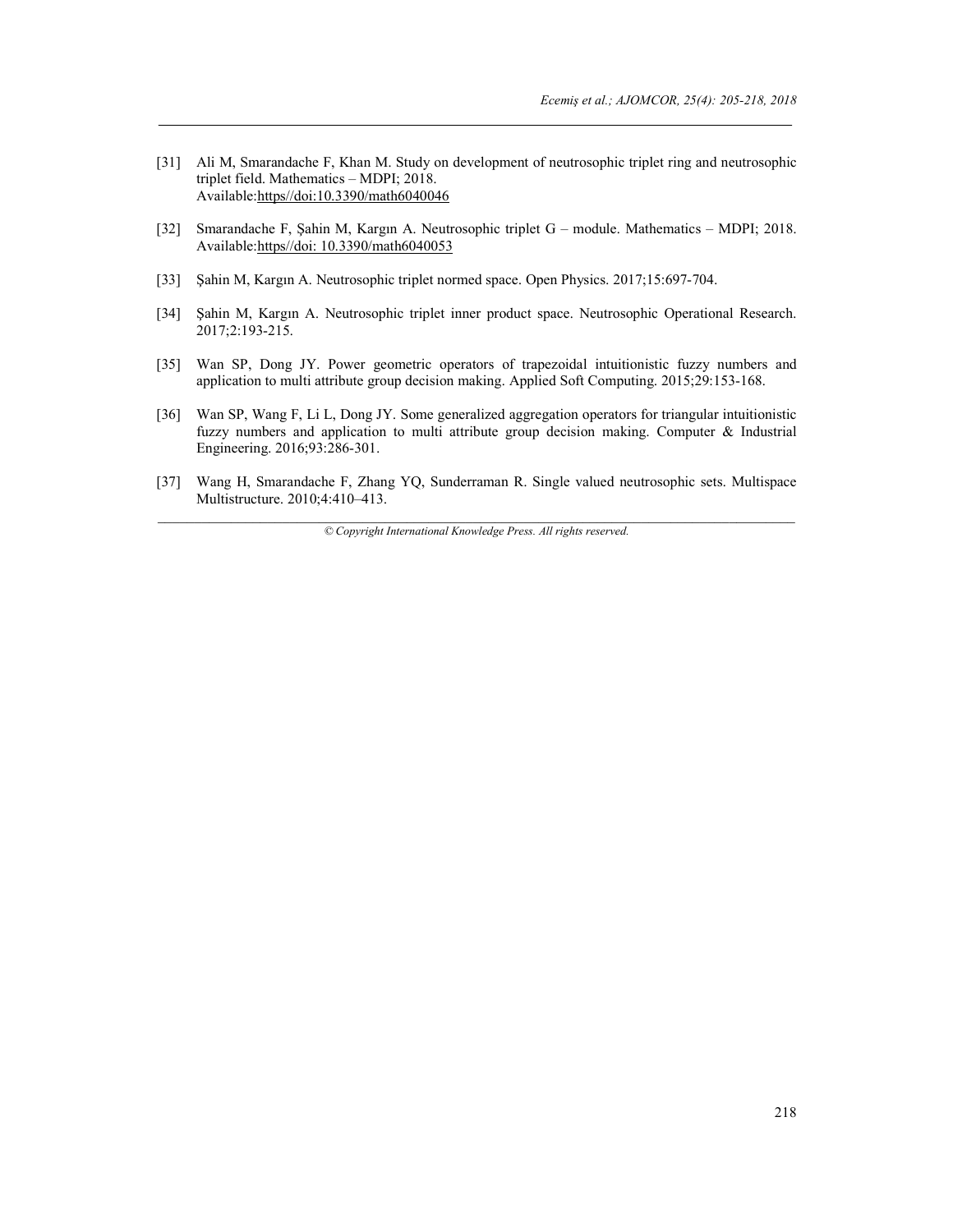[31] Ali M, Smarandache F, Khan M. Study on development of neutrosophic triplet ring and neutrosophic triplet field. Mathematics – MDPI; 2018. Available:https//doi:10.3390/math6040046

[32] Smarandache F, Şahin M, Kargın A. Neutrosophic triplet G – module. Mathematics – MDPI; 2018. Available:https//doi: 10.3390/math6040053

[33] Şahin M, Kargın A. Neutrosophic triplet normed space. Open Physics. 2017;15:697-704.

[34] Şahin M, Kargın A. Neutrosophic triplet inner product space. Neutrosophic Operational Research. 2017;2:193-215.

[35] Wan SP, Dong JY. Power geometric operators of trapezoidal intuitionistic fuzzy numbers and application to multi attribute group decision making. Applied Soft Computing. 2015;29:153-168.

[36] Wan SP, Wang F, Li L, Dong JY. Some generalized aggregation operators for triangular intuitionistic fuzzy numbers and application to multi attribute group decision making. Computer & Industrial Engineering. 2016;93:286-301.

[37] Wang H, Smarandache F, Zhang YQ, Sunderraman R. Single valued neutrosophic sets. Multispace Multistructure. 2010;4:410–413.

---

*© Copyright International Knowledge Press. All rights reserved.*